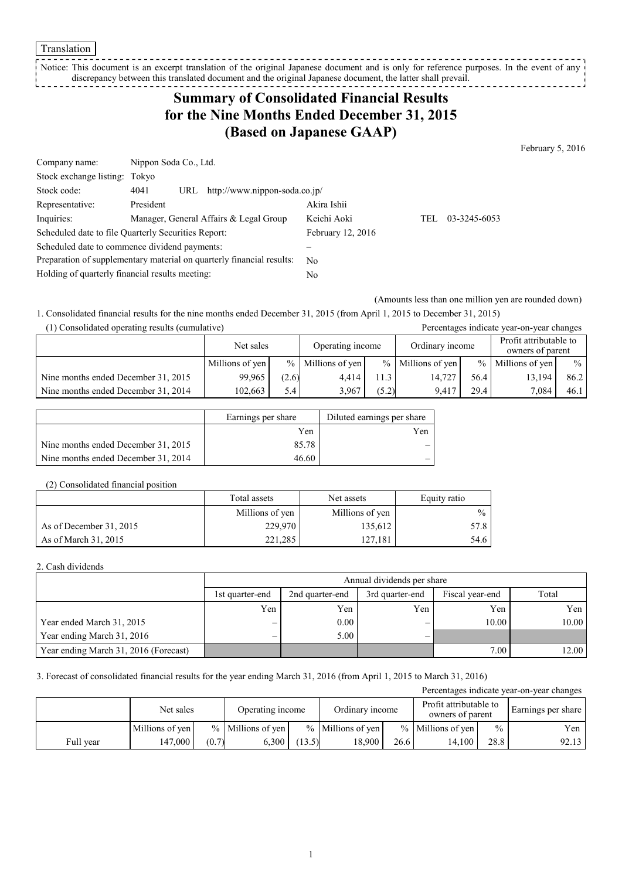Translation

Notice: This document is an excerpt translation of the original Japanese document and is only for reference purposes. In the event of any discrepancy between this translated document and the original Japanese document, the latter shall prevail.

# Summary of Consolidated Financial Results for the Nine Months Ended December 31, 2015 (Based on Japanese GAAP)

February 5, 2016

| | | | |
|---|---|---|---|
| Company name: | Nippon Soda Co., Ltd. | | |
| Stock exchange listing: | Tokyo | | |
| Stock code: | 4041 URL http://www.nippon-soda.co.jp/ | | |
| Representative: | President | Akira Ishii | |
| Inquiries: | Manager, General Affairs & Legal Group | Keichi Aoki | TEL 03-3245-6053 |
| Scheduled date to file Quarterly Securities Report: | | February 12, 2016 | |
| Scheduled date to commence dividend payments: | | – | |
| Preparation of supplementary material on quarterly financial results: | | No | |
| Holding of quarterly financial results meeting: | | No | |

(Amounts less than one million yen are rounded down)

1. Consolidated financial results for the nine months ended December 31, 2015 (from April 1, 2015 to December 31, 2015)

(1) Consolidated operating results (cumulative)

Percentages indicate year-on-year changes

| | Net sales | | Operating income | | Ordinary income | | Profit attributable to owners of parent | |
|---|---|---|---|---|---|---|---|---|
| | Millions of yen | % | Millions of yen | % | Millions of yen | % | Millions of yen | % |
| Nine months ended December 31, 2015 | 99,965 | (2.6) | 4,414 | 11.3 | 14,727 | 56.4 | 13,194 | 86.2 |
| Nine months ended December 31, 2014 | 102,663 | 5.4 | 3,967 | (5.2) | 9,417 | 29.4 | 7,084 | 46.1 |

| | Earnings per share | Diluted earnings per share |
|---|---|---|
| | Yen | Yen |
| Nine months ended December 31, 2015 | 85.78 | – |
| Nine months ended December 31, 2014 | 46.60 | – |

(2) Consolidated financial position

| | Total assets | Net assets | Equity ratio |
|---|---|---|---|
| | Millions of yen | Millions of yen | % |
| As of December 31, 2015 | 229,970 | 135,612 | 57.8 |
| As of March 31, 2015 | 221,285 | 127,181 | 54.6 |

2. Cash dividends

| | Annual dividends per share | | | | |
|---|---|---|---|---|---|
| | 1st quarter-end | 2nd quarter-end | 3rd quarter-end | Fiscal year-end | Total |
| | Yen | Yen | Yen | Yen | Yen |
| Year ended March 31, 2015 | – | 0.00 | – | 10.00 | 10.00 |
| Year ending March 31, 2016 | – | 5.00 | – | | |
| Year ending March 31, 2016 (Forecast) | | | | 7.00 | 12.00 |

3. Forecast of consolidated financial results for the year ending March 31, 2016 (from April 1, 2015 to March 31, 2016)

Percentages indicate year-on-year changes

| | Net sales | | Operating income | | Ordinary income | | Profit attributable to owners of parent | | Earnings per share |
|---|---|---|---|---|---|---|---|---|---|
| | Millions of yen | % | Millions of yen | % | Millions of yen | % | Millions of yen | % | Yen |
| Full year | 147,000 | (0.7) | 6,300 | (13.5) | 18,900 | 26.6 | 14,100 | 28.8 | 92.13 |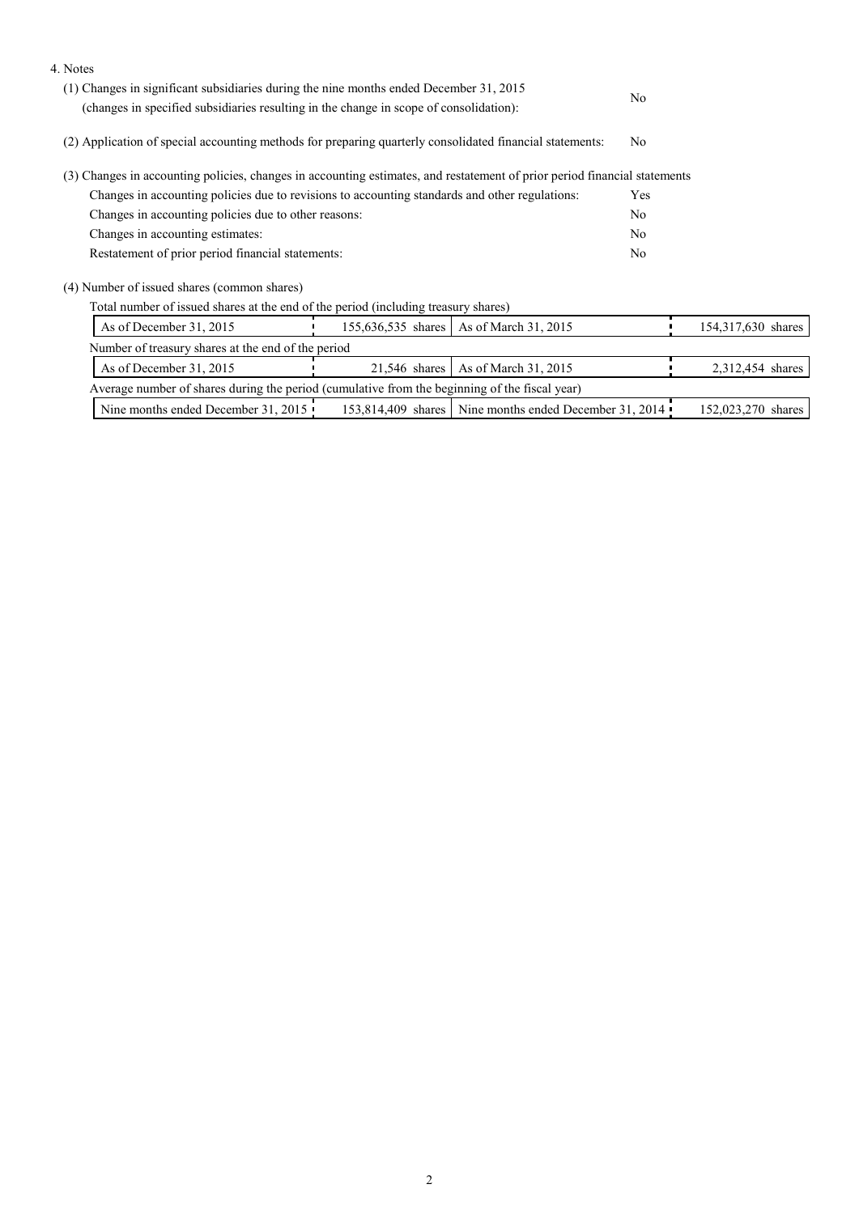4. Notes

(1) Changes in significant subsidiaries during the nine months ended December 31, 2015 (changes in specified subsidiaries resulting in the change in scope of consolidation): No

(2) Application of special accounting methods for preparing quarterly consolidated financial statements: No

(3) Changes in accounting policies, changes in accounting estimates, and restatement of prior period financial statements

| | |
|---|---|
| Changes in accounting policies due to revisions to accounting standards and other regulations: | Yes |
| Changes in accounting policies due to other reasons: | No |
| Changes in accounting estimates: | No |
| Restatement of prior period financial statements: | No |

(4) Number of issued shares (common shares)

Total number of issued shares at the end of the period (including treasury shares)

| | | | |
|---|---|---|---|
| As of December 31, 2015 | 155,636,535 shares | As of March 31, 2015 | 154,317,630 shares |

Number of treasury shares at the end of the period

| | | | |
|---|---|---|---|
| As of December 31, 2015 | 21,546 shares | As of March 31, 2015 | 2,312,454 shares |

Average number of shares during the period (cumulative from the beginning of the fiscal year)

| | | | |
|---|---|---|---|
| Nine months ended December 31, 2015 | 153,814,409 shares | Nine months ended December 31, 2014 | 152,023,270 shares |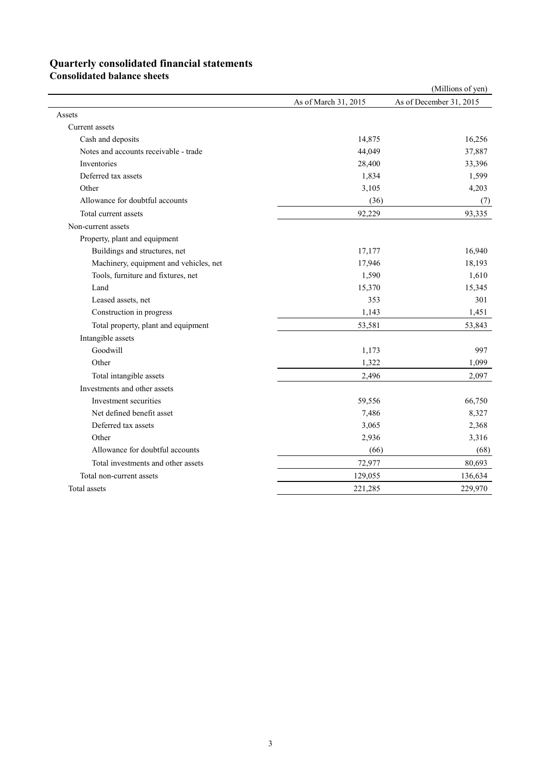# Quarterly consolidated financial statements

## Consolidated balance sheets

(Millions of yen)

| | As of March 31, 2015 | As of December 31, 2015 |
|---|---|---|
| Assets | | |
| Current assets | | |
| Cash and deposits | 14,875 | 16,256 |
| Notes and accounts receivable - trade | 44,049 | 37,887 |
| Inventories | 28,400 | 33,396 |
| Deferred tax assets | 1,834 | 1,599 |
| Other | 3,105 | 4,203 |
| Allowance for doubtful accounts | (36) | (7) |
| Total current assets | 92,229 | 93,335 |
| Non-current assets | | |
| Property, plant and equipment | | |
| Buildings and structures, net | 17,177 | 16,940 |
| Machinery, equipment and vehicles, net | 17,946 | 18,193 |
| Tools, furniture and fixtures, net | 1,590 | 1,610 |
| Land | 15,370 | 15,345 |
| Leased assets, net | 353 | 301 |
| Construction in progress | 1,143 | 1,451 |
| Total property, plant and equipment | 53,581 | 53,843 |
| Intangible assets | | |
| Goodwill | 1,173 | 997 |
| Other | 1,322 | 1,099 |
| Total intangible assets | 2,496 | 2,097 |
| Investments and other assets | | |
| Investment securities | 59,556 | 66,750 |
| Net defined benefit asset | 7,486 | 8,327 |
| Deferred tax assets | 3,065 | 2,368 |
| Other | 2,936 | 3,316 |
| Allowance for doubtful accounts | (66) | (68) |
| Total investments and other assets | 72,977 | 80,693 |
| Total non-current assets | 129,055 | 136,634 |
| Total assets | 221,285 | 229,970 |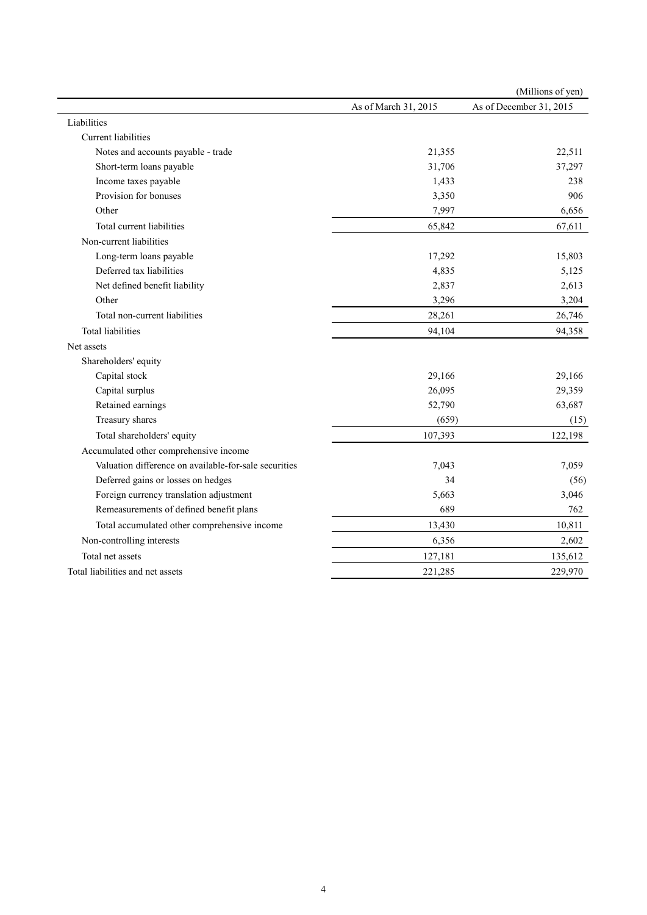(Millions of yen)

| | As of March 31, 2015 | As of December 31, 2015 |
|---|---|---|
| Liabilities | | |
| Current liabilities | | |
| Notes and accounts payable - trade | 21,355 | 22,511 |
| Short-term loans payable | 31,706 | 37,297 |
| Income taxes payable | 1,433 | 238 |
| Provision for bonuses | 3,350 | 906 |
| Other | 7,997 | 6,656 |
| Total current liabilities | 65,842 | 67,611 |
| Non-current liabilities | | |
| Long-term loans payable | 17,292 | 15,803 |
| Deferred tax liabilities | 4,835 | 5,125 |
| Net defined benefit liability | 2,837 | 2,613 |
| Other | 3,296 | 3,204 |
| Total non-current liabilities | 28,261 | 26,746 |
| Total liabilities | 94,104 | 94,358 |
| Net assets | | |
| Shareholders' equity | | |
| Capital stock | 29,166 | 29,166 |
| Capital surplus | 26,095 | 29,359 |
| Retained earnings | 52,790 | 63,687 |
| Treasury shares | (659) | (15) |
| Total shareholders' equity | 107,393 | 122,198 |
| Accumulated other comprehensive income | | |
| Valuation difference on available-for-sale securities | 7,043 | 7,059 |
| Deferred gains or losses on hedges | 34 | (56) |
| Foreign currency translation adjustment | 5,663 | 3,046 |
| Remeasurements of defined benefit plans | 689 | 762 |
| Total accumulated other comprehensive income | 13,430 | 10,811 |
| Non-controlling interests | 6,356 | 2,602 |
| Total net assets | 127,181 | 135,612 |
| Total liabilities and net assets | 221,285 | 229,970 |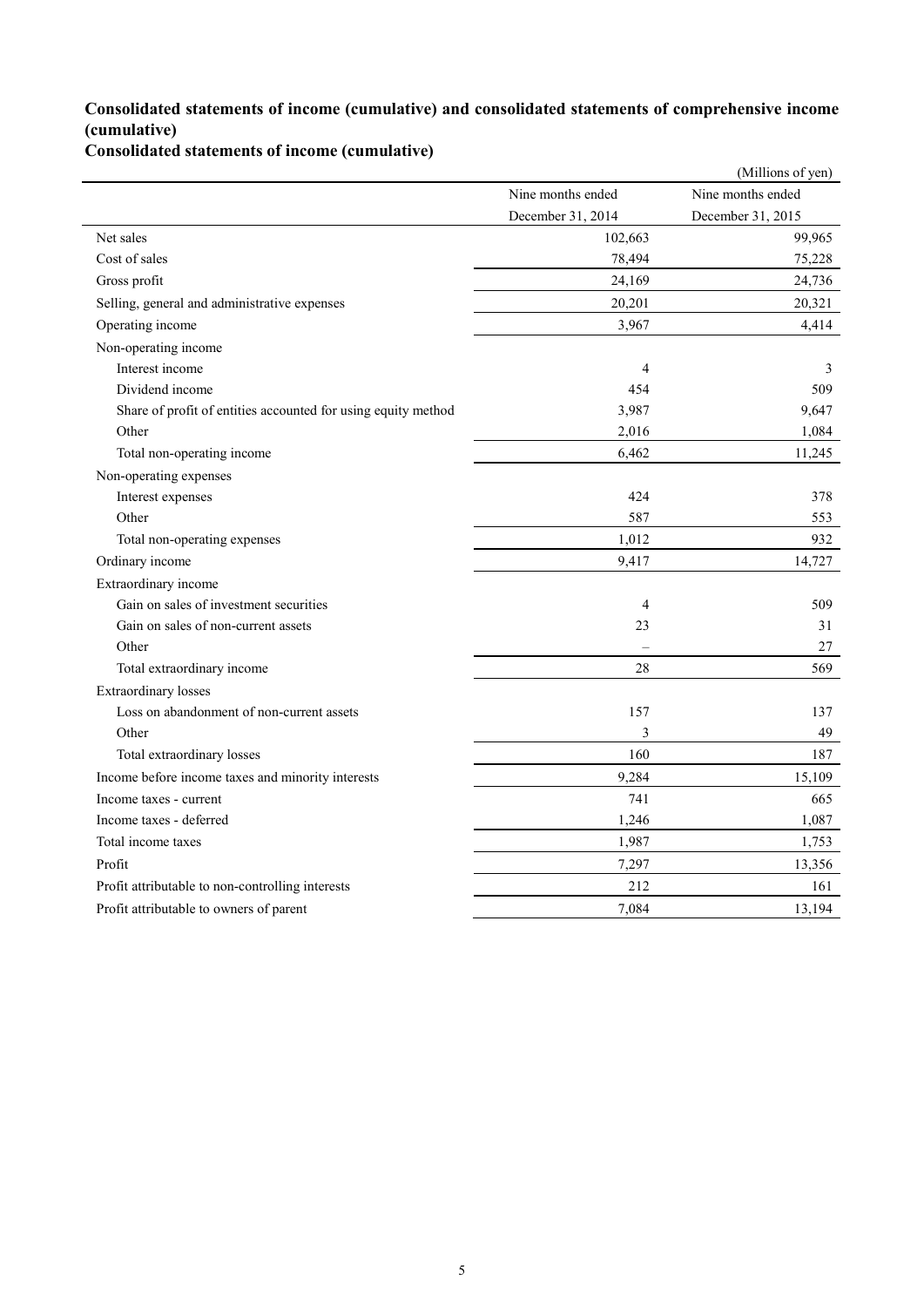## Consolidated statements of income (cumulative) and consolidated statements of comprehensive income (cumulative)

### Consolidated statements of income (cumulative)

(Millions of yen)

| | Nine months ended December 31, 2014 | Nine months ended December 31, 2015 |
|---|---|---|
| Net sales | 102,663 | 99,965 |
| Cost of sales | 78,494 | 75,228 |
| Gross profit | 24,169 | 24,736 |
| Selling, general and administrative expenses | 20,201 | 20,321 |
| Operating income | 3,967 | 4,414 |
| Non-operating income | | |
| Interest income | 4 | 3 |
| Dividend income | 454 | 509 |
| Share of profit of entities accounted for using equity method | 3,987 | 9,647 |
| Other | 2,016 | 1,084 |
| Total non-operating income | 6,462 | 11,245 |
| Non-operating expenses | | |
| Interest expenses | 424 | 378 |
| Other | 587 | 553 |
| Total non-operating expenses | 1,012 | 932 |
| Ordinary income | 9,417 | 14,727 |
| Extraordinary income | | |
| Gain on sales of investment securities | 4 | 509 |
| Gain on sales of non-current assets | 23 | 31 |
| Other | – | 27 |
| Total extraordinary income | 28 | 569 |
| Extraordinary losses | | |
| Loss on abandonment of non-current assets | 157 | 137 |
| Other | 3 | 49 |
| Total extraordinary losses | 160 | 187 |
| Income before income taxes and minority interests | 9,284 | 15,109 |
| Income taxes - current | 741 | 665 |
| Income taxes - deferred | 1,246 | 1,087 |
| Total income taxes | 1,987 | 1,753 |
| Profit | 7,297 | 13,356 |
| Profit attributable to non-controlling interests | 212 | 161 |
| Profit attributable to owners of parent | 7,084 | 13,194 |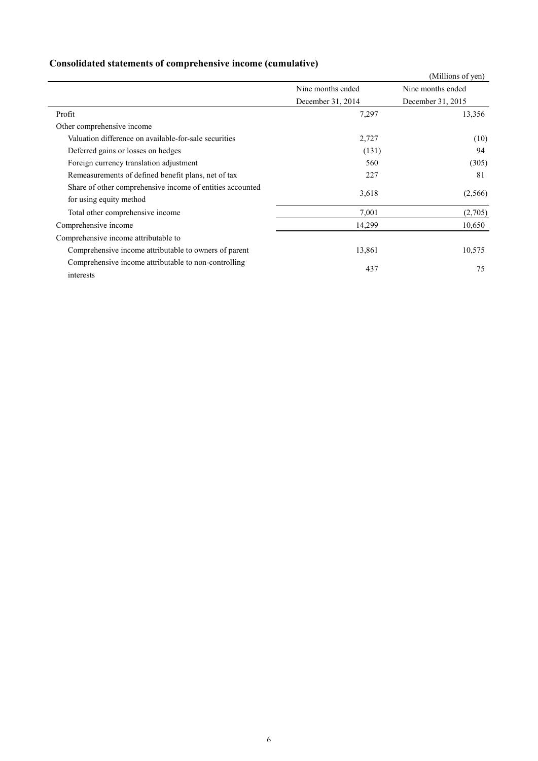## Consolidated statements of comprehensive income (cumulative)

(Millions of yen)

| | Nine months ended December 31, 2014 | Nine months ended December 31, 2015 |
|---|---|---|
| Profit | 7,297 | 13,356 |
| Other comprehensive income | | |
| Valuation difference on available-for-sale securities | 2,727 | (10) |
| Deferred gains or losses on hedges | (131) | 94 |
| Foreign currency translation adjustment | 560 | (305) |
| Remeasurements of defined benefit plans, net of tax | 227 | 81 |
| Share of other comprehensive income of entities accounted for using equity method | 3,618 | (2,566) |
| Total other comprehensive income | 7,001 | (2,705) |
| Comprehensive income | 14,299 | 10,650 |
| Comprehensive income attributable to | | |
| Comprehensive income attributable to owners of parent | 13,861 | 10,575 |
| Comprehensive income attributable to non-controlling interests | 437 | 75 |